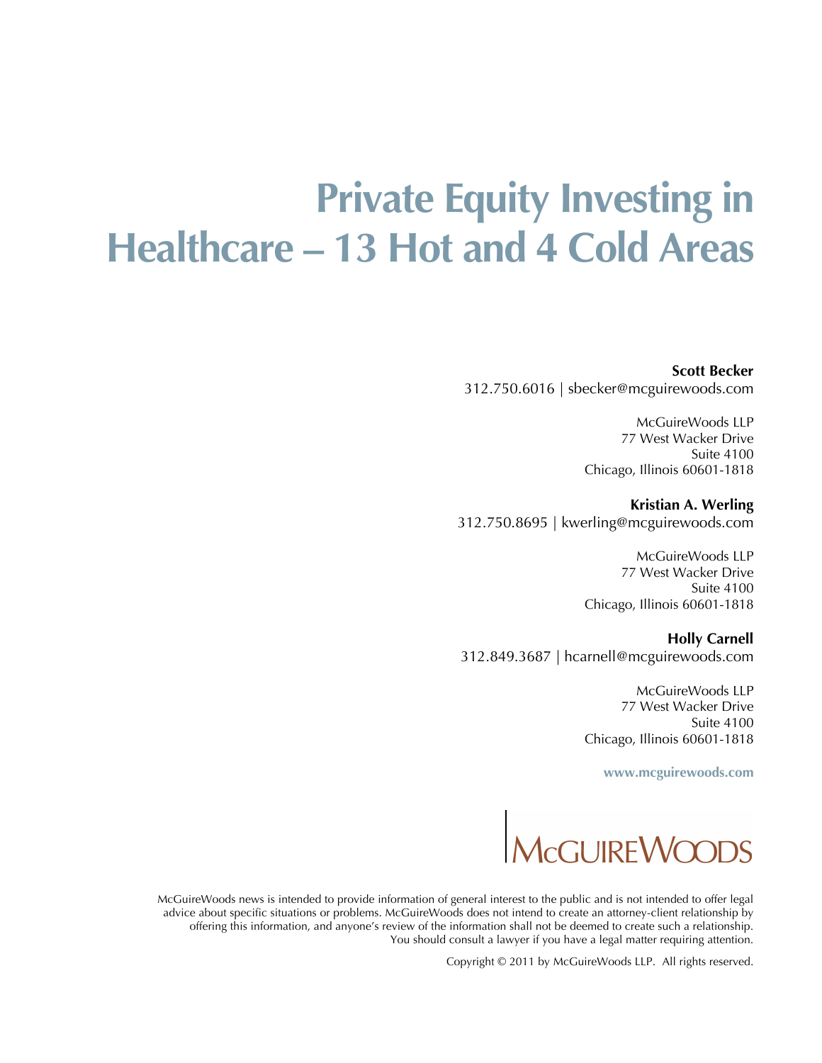# Private Equity Investing in Healthcare – 13 Hot and 4 Cold Areas

**Scott Becker**
312.750.6016 | sbecker@mcguirewoods.com

McGuireWoods LLP
77 West Wacker Drive
Suite 4100
Chicago, Illinois 60601-1818

**Kristian A. Werling**
312.750.8695 | kwerling@mcguirewoods.com

McGuireWoods LLP
77 West Wacker Drive
Suite 4100
Chicago, Illinois 60601-1818

**Holly Carnell**
312.849.3687 | hcarnell@mcguirewoods.com

McGuireWoods LLP
77 West Wacker Drive
Suite 4100
Chicago, Illinois 60601-1818

**www.mcguirewoods.com**

McGuireWoods

McGuireWoods news is intended to provide information of general interest to the public and is not intended to offer legal advice about specific situations or problems. McGuireWoods does not intend to create an attorney-client relationship by offering this information, and anyone's review of the information shall not be deemed to create such a relationship. You should consult a lawyer if you have a legal matter requiring attention.

Copyright © 2011 by McGuireWoods LLP. All rights reserved.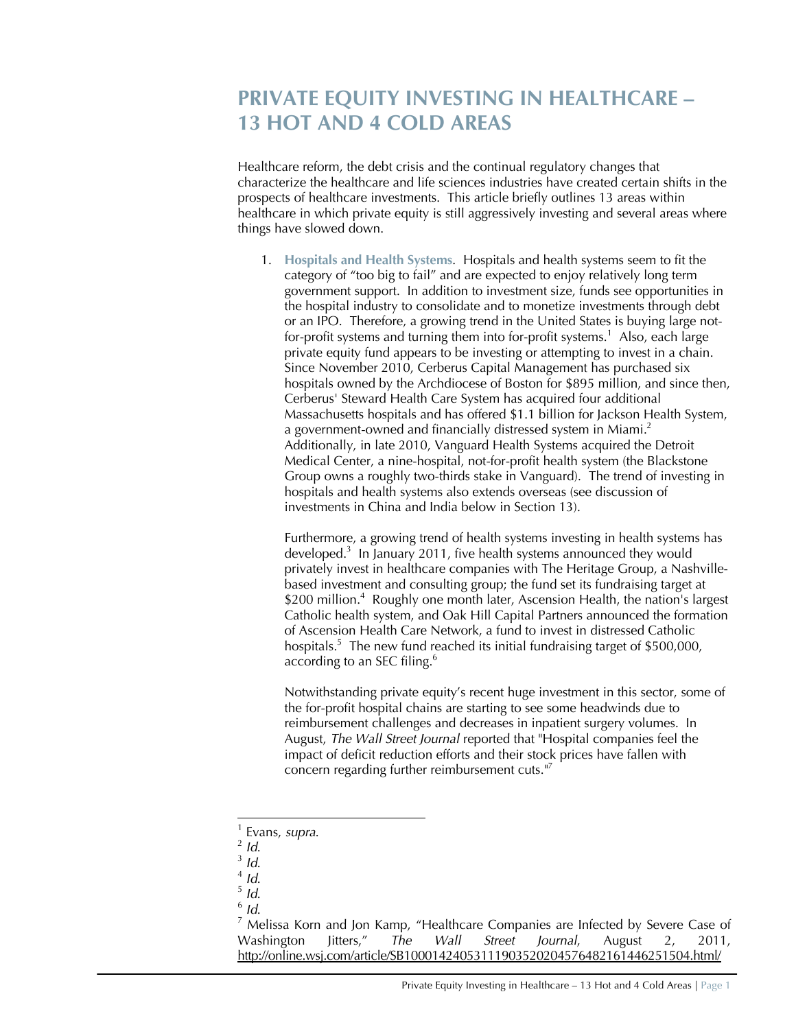# PRIVATE EQUITY INVESTING IN HEALTHCARE – 13 HOT AND 4 COLD AREAS

Healthcare reform, the debt crisis and the continual regulatory changes that characterize the healthcare and life sciences industries have created certain shifts in the prospects of healthcare investments. This article briefly outlines 13 areas within healthcare in which private equity is still aggressively investing and several areas where things have slowed down.

1. **Hospitals and Health Systems**. Hospitals and health systems seem to fit the category of "too big to fail" and are expected to enjoy relatively long term government support. In addition to investment size, funds see opportunities in the hospital industry to consolidate and to monetize investments through debt or an IPO. Therefore, a growing trend in the United States is buying large not-for-profit systems and turning them into for-profit systems.[1] Also, each large private equity fund appears to be investing or attempting to invest in a chain. Since November 2010, Cerberus Capital Management has purchased six hospitals owned by the Archdiocese of Boston for $895 million, and since then, Cerberus' Steward Health Care System has acquired four additional Massachusetts hospitals and has offered $1.1 billion for Jackson Health System, a government-owned and financially distressed system in Miami.[2] Additionally, in late 2010, Vanguard Health Systems acquired the Detroit Medical Center, a nine-hospital, not-for-profit health system (the Blackstone Group owns a roughly two-thirds stake in Vanguard). The trend of investing in hospitals and health systems also extends overseas (see discussion of investments in China and India below in Section 13).

   Furthermore, a growing trend of health systems investing in health systems has developed.[3] In January 2011, five health systems announced they would privately invest in healthcare companies with The Heritage Group, a Nashville-based investment and consulting group; the fund set its fundraising target at $200 million.[4] Roughly one month later, Ascension Health, the nation's largest Catholic health system, and Oak Hill Capital Partners announced the formation of Ascension Health Care Network, a fund to invest in distressed Catholic hospitals.[5] The new fund reached its initial fundraising target of $500,000, according to an SEC filing.[6]

   Notwithstanding private equity's recent huge investment in this sector, some of the for-profit hospital chains are starting to see some headwinds due to reimbursement challenges and decreases in inpatient surgery volumes. In August, *The Wall Street Journal* reported that "Hospital companies feel the impact of deficit reduction efforts and their stock prices have fallen with concern regarding further reimbursement cuts."[7]

---

[1] Evans, *supra*.

[2] *Id.*

[3] *Id.*

[4] *Id.*

[5] *Id.*

[6] *Id.*

[7] Melissa Korn and Jon Kamp, "Healthcare Companies are Infected by Severe Case of Washington Jitters," *The Wall Street Journal*, August 2, 2011, http://online.wsj.com/article/SB10001424053111903520204576482161446251504.html/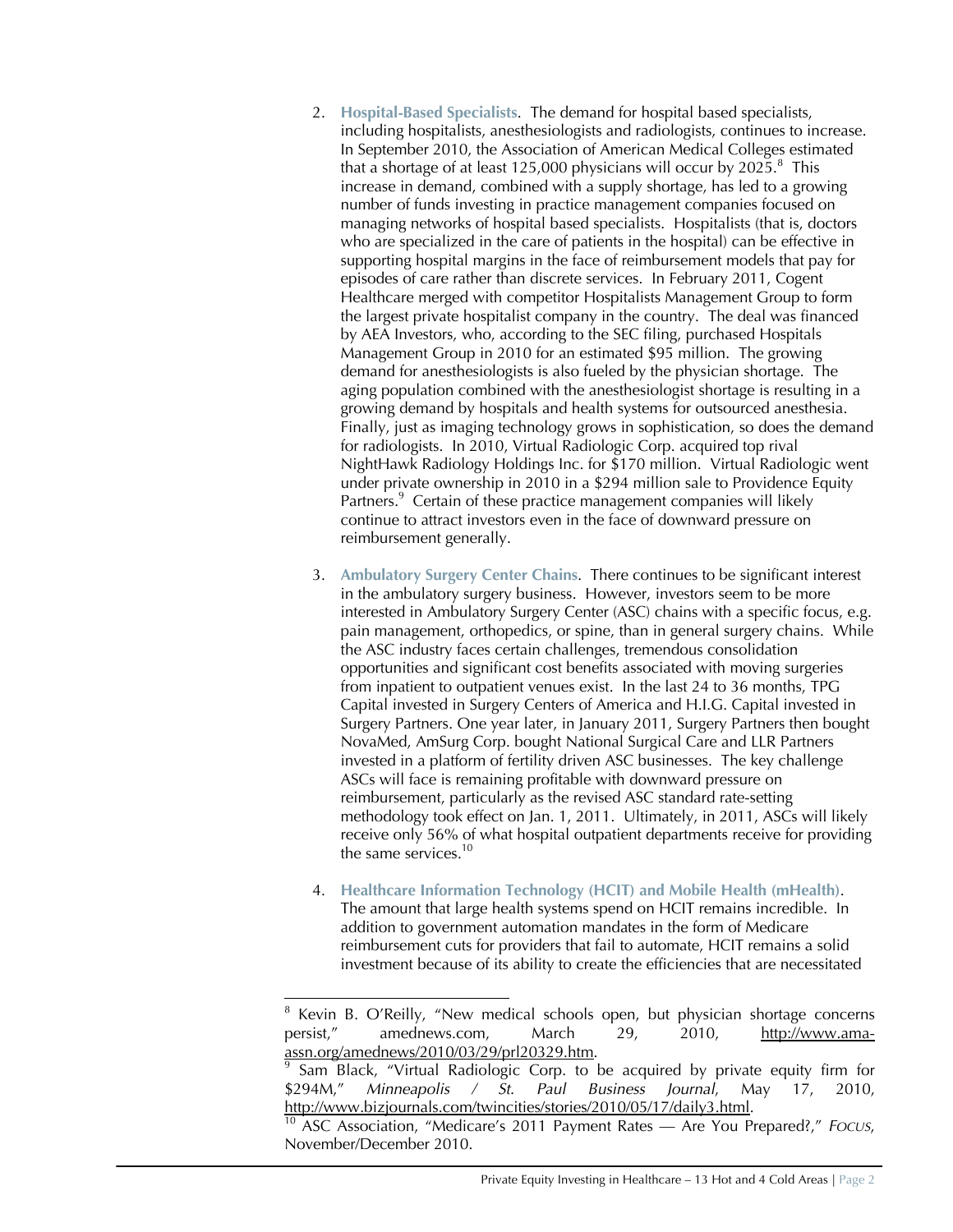2. **Hospital-Based Specialists**. The demand for hospital based specialists, including hospitalists, anesthesiologists and radiologists, continues to increase. In September 2010, the Association of American Medical Colleges estimated that a shortage of at least 125,000 physicians will occur by 2025.[8] This increase in demand, combined with a supply shortage, has led to a growing number of funds investing in practice management companies focused on managing networks of hospital based specialists. Hospitalists (that is, doctors who are specialized in the care of patients in the hospital) can be effective in supporting hospital margins in the face of reimbursement models that pay for episodes of care rather than discrete services. In February 2011, Cogent Healthcare merged with competitor Hospitalists Management Group to form the largest private hospitalist company in the country. The deal was financed by AEA Investors, who, according to the SEC filing, purchased Hospitals Management Group in 2010 for an estimated $95 million. The growing demand for anesthesiologists is also fueled by the physician shortage. The aging population combined with the anesthesiologist shortage is resulting in a growing demand by hospitals and health systems for outsourced anesthesia. Finally, just as imaging technology grows in sophistication, so does the demand for radiologists. In 2010, Virtual Radiologic Corp. acquired top rival NightHawk Radiology Holdings Inc. for $170 million. Virtual Radiologic went under private ownership in 2010 in a $294 million sale to Providence Equity Partners.[9] Certain of these practice management companies will likely continue to attract investors even in the face of downward pressure on reimbursement generally.

3. **Ambulatory Surgery Center Chains**. There continues to be significant interest in the ambulatory surgery business. However, investors seem to be more interested in Ambulatory Surgery Center (ASC) chains with a specific focus, e.g. pain management, orthopedics, or spine, than in general surgery chains. While the ASC industry faces certain challenges, tremendous consolidation opportunities and significant cost benefits associated with moving surgeries from inpatient to outpatient venues exist. In the last 24 to 36 months, TPG Capital invested in Surgery Centers of America and H.I.G. Capital invested in Surgery Partners. One year later, in January 2011, Surgery Partners then bought NovaMed, AmSurg Corp. bought National Surgical Care and LLR Partners invested in a platform of fertility driven ASC businesses. The key challenge ASCs will face is remaining profitable with downward pressure on reimbursement, particularly as the revised ASC standard rate-setting methodology took effect on Jan. 1, 2011. Ultimately, in 2011, ASCs will likely receive only 56% of what hospital outpatient departments receive for providing the same services.[10]

4. **Healthcare Information Technology (HCIT) and Mobile Health (mHealth)**. The amount that large health systems spend on HCIT remains incredible. In addition to government automation mandates in the form of Medicare reimbursement cuts for providers that fail to automate, HCIT remains a solid investment because of its ability to create the efficiencies that are necessitated

---

[8] Kevin B. O'Reilly, "New medical schools open, but physician shortage concerns persist," amednews.com, March 29, 2010, http://www.ama-assn.org/amednews/2010/03/29/prl20329.htm.

[9] Sam Black, "Virtual Radiologic Corp. to be acquired by private equity firm for $294M," *Minneapolis / St. Paul Business Journal*, May 17, 2010, http://www.bizjournals.com/twincities/stories/2010/05/17/daily3.html.

[10] ASC Association, "Medicare's 2011 Payment Rates — Are You Prepared?," *Focus*, November/December 2010.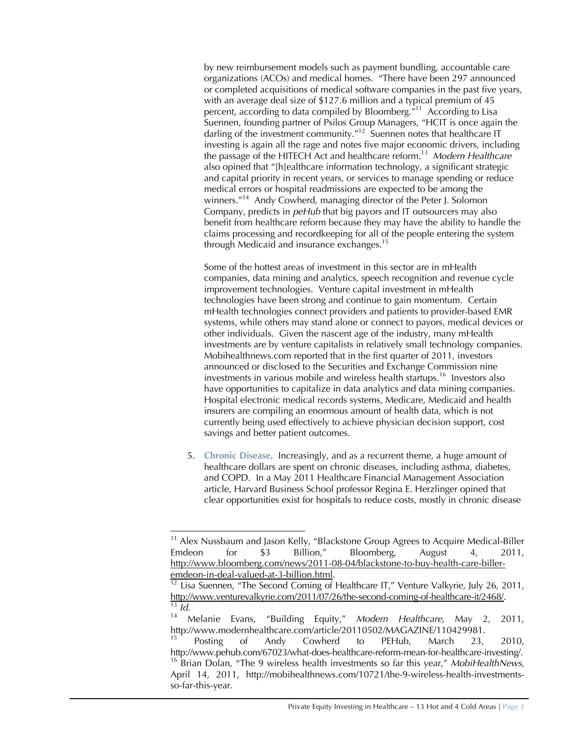by new reimbursement models such as payment bundling, accountable care organizations (ACOs) and medical homes. "There have been 297 announced or completed acquisitions of medical software companies in the past five years, with an average deal size of $127.6 million and a typical premium of 45 percent, according to data compiled by Bloomberg."[11] According to Lisa Suennen, founding partner of Psilos Group Managers, "HCIT is once again the darling of the investment community."[12] Suennen notes that healthcare IT investing is again all the rage and notes five major economic drivers, including the passage of the HITECH Act and healthcare reform.[13] *Modern Healthcare* also opined that "[h]ealthcare information technology, a significant strategic and capital priority in recent years, or services to manage spending or reduce medical errors or hospital readmissions are expected to be among the winners."[14] Andy Cowherd, managing director of the Peter J. Solomon Company, predicts in *peHub* that big payors and IT outsourcers may also benefit from healthcare reform because they may have the ability to handle the claims processing and recordkeeping for all of the people entering the system through Medicaid and insurance exchanges.[15]

Some of the hottest areas of investment in this sector are in mHealth companies, data mining and analytics, speech recognition and revenue cycle improvement technologies. Venture capital investment in mHealth technologies have been strong and continue to gain momentum. Certain mHealth technologies connect providers and patients to provider-based EMR systems, while others may stand alone or connect to payors, medical devices or other individuals. Given the nascent age of the industry, many mHealth investments are by venture capitalists in relatively small technology companies. Mobihealthnews.com reported that in the first quarter of 2011, investors announced or disclosed to the Securities and Exchange Commission nine investments in various mobile and wireless health startups.[16] Investors also have opportunities to capitalize in data analytics and data mining companies. Hospital electronic medical records systems, Medicare, Medicaid and health insurers are compiling an enormous amount of health data, which is not currently being used effectively to achieve physician decision support, cost savings and better patient outcomes.

5. **Chronic Disease**. Increasingly, and as a recurrent theme, a huge amount of healthcare dollars are spent on chronic diseases, including asthma, diabetes, and COPD. In a May 2011 Healthcare Financial Management Association article, Harvard Business School professor Regina E. Herzlinger opined that clear opportunities exist for hospitals to reduce costs, mostly in chronic disease

---

[11] Alex Nussbaum and Jason Kelly, "Blackstone Group Agrees to Acquire Medical-Biller Emdeon for $3 Billion," Bloomberg, August 4, 2011, http://www.bloomberg.com/news/2011-08-04/blackstone-to-buy-health-care-biller-emdeon-in-deal-valued-at-3-billion.html.

[12] Lisa Suennen, "The Second Coming of Healthcare IT," Venture Valkyrie, July 26, 2011, http://www.venturevalkyrie.com/2011/07/26/the-second-coming-of-healthcare-it/2468/.

[13] *Id.*

[14] Melanie Evans, "Building Equity," *Modern Healthcare*, May 2, 2011, http://www.modernhealthcare.com/article/20110502/MAGAZINE/110429981.

[15] Posting of Andy Cowherd to PEHub, March 23, 2010, http://www.pehub.com/67023/what-does-healthcare-reform-mean-for-healthcare-investing/.

[16] Brian Dolan, "The 9 wireless health investments so far this year," *MobiHealthNews*, April 14, 2011, http://mobihealthnews.com/10721/the-9-wireless-health-investments-so-far-this-year.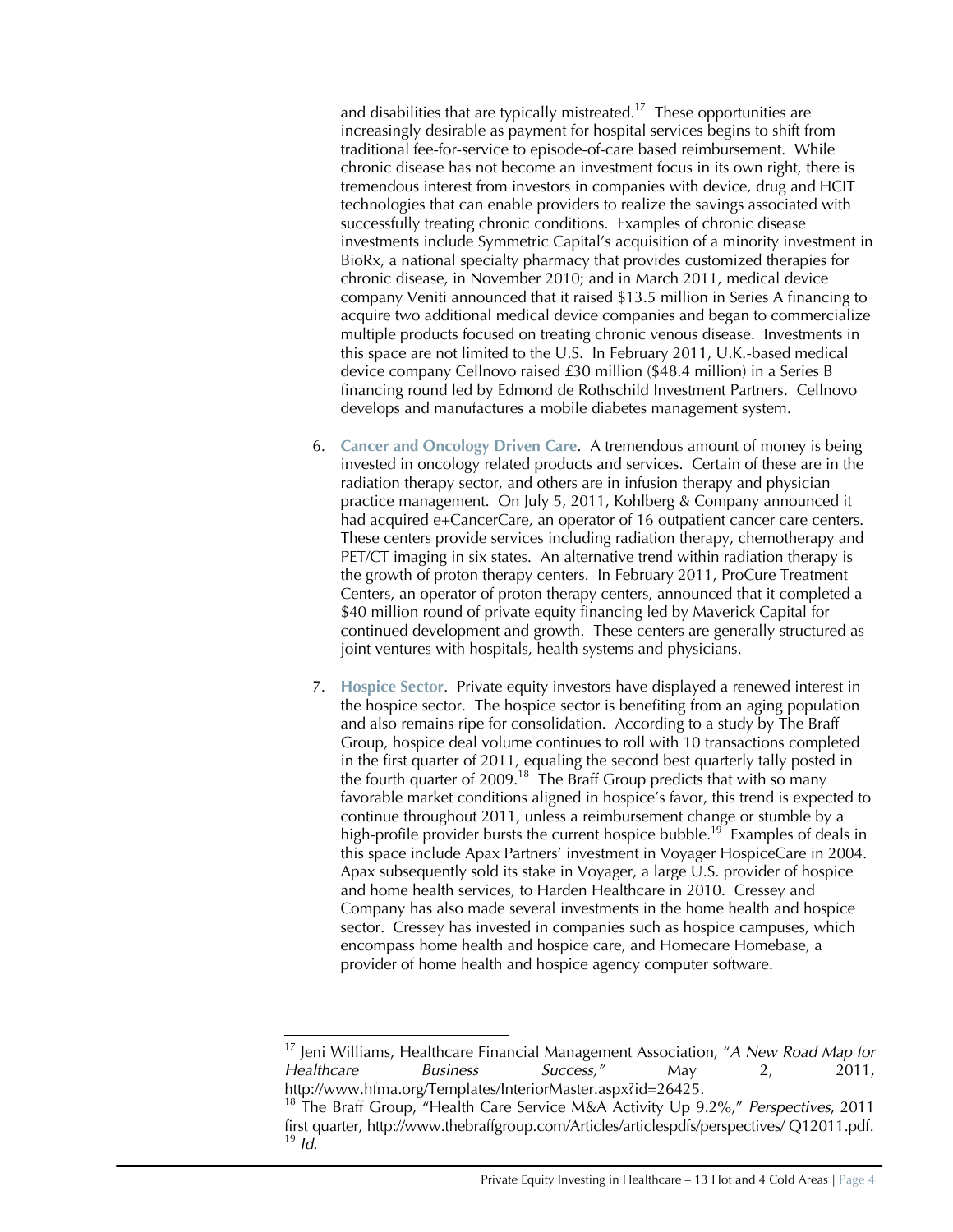and disabilities that are typically mistreated.[17] These opportunities are increasingly desirable as payment for hospital services begins to shift from traditional fee-for-service to episode-of-care based reimbursement. While chronic disease has not become an investment focus in its own right, there is tremendous interest from investors in companies with device, drug and HCIT technologies that can enable providers to realize the savings associated with successfully treating chronic conditions. Examples of chronic disease investments include Symmetric Capital's acquisition of a minority investment in BioRx, a national specialty pharmacy that provides customized therapies for chronic disease, in November 2010; and in March 2011, medical device company Veniti announced that it raised $13.5 million in Series A financing to acquire two additional medical device companies and began to commercialize multiple products focused on treating chronic venous disease. Investments in this space are not limited to the U.S. In February 2011, U.K.-based medical device company Cellnovo raised £30 million ($48.4 million) in a Series B financing round led by Edmond de Rothschild Investment Partners. Cellnovo develops and manufactures a mobile diabetes management system.

6. **Cancer and Oncology Driven Care**. A tremendous amount of money is being invested in oncology related products and services. Certain of these are in the radiation therapy sector, and others are in infusion therapy and physician practice management. On July 5, 2011, Kohlberg & Company announced it had acquired e+CancerCare, an operator of 16 outpatient cancer care centers. These centers provide services including radiation therapy, chemotherapy and PET/CT imaging in six states. An alternative trend within radiation therapy is the growth of proton therapy centers. In February 2011, ProCure Treatment Centers, an operator of proton therapy centers, announced that it completed a $40 million round of private equity financing led by Maverick Capital for continued development and growth. These centers are generally structured as joint ventures with hospitals, health systems and physicians.

7. **Hospice Sector**. Private equity investors have displayed a renewed interest in the hospice sector. The hospice sector is benefiting from an aging population and also remains ripe for consolidation. According to a study by The Braff Group, hospice deal volume continues to roll with 10 transactions completed in the first quarter of 2011, equaling the second best quarterly tally posted in the fourth quarter of 2009.[18] The Braff Group predicts that with so many favorable market conditions aligned in hospice's favor, this trend is expected to continue throughout 2011, unless a reimbursement change or stumble by a high-profile provider bursts the current hospice bubble.[19] Examples of deals in this space include Apax Partners' investment in Voyager HospiceCare in 2004. Apax subsequently sold its stake in Voyager, a large U.S. provider of hospice and home health services, to Harden Healthcare in 2010. Cressey and Company has also made several investments in the home health and hospice sector. Cressey has invested in companies such as hospice campuses, which encompass home health and hospice care, and Homecare Homebase, a provider of home health and hospice agency computer software.

---

[17] Jeni Williams, Healthcare Financial Management Association, "*A New Road Map for Healthcare Business Success,"* May 2, 2011, http://www.hfma.org/Templates/InteriorMaster.aspx?id=26425.

[18] The Braff Group, "Health Care Service M&A Activity Up 9.2%," *Perspectives*, 2011 first quarter, http://www.thebraffgroup.com/Articles/articlespdfs/perspectives/ Q12011.pdf.

[19] *Id.*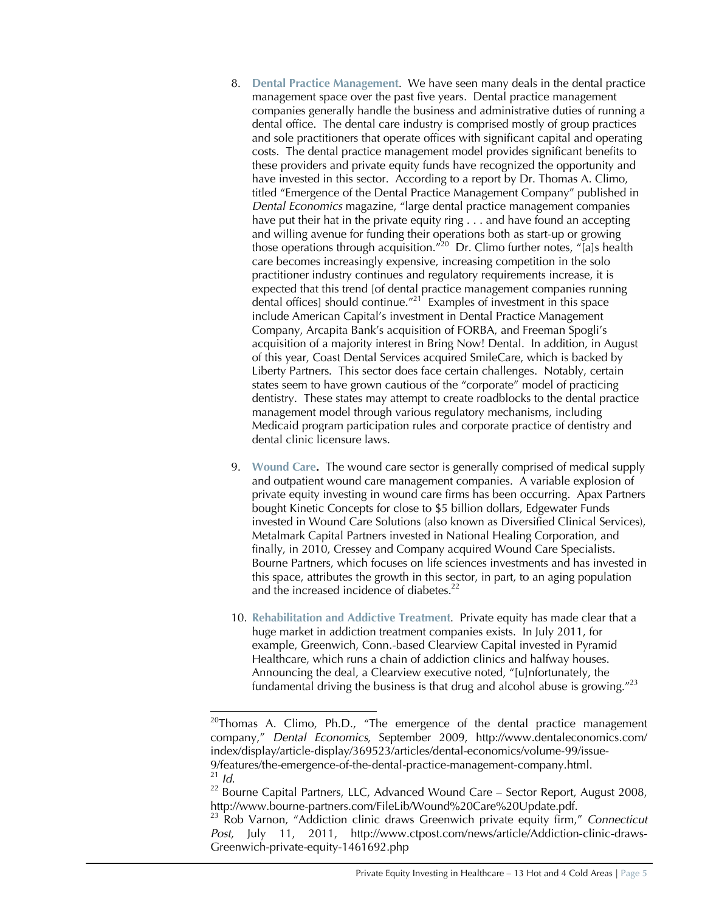8. **Dental Practice Management**. We have seen many deals in the dental practice management space over the past five years. Dental practice management companies generally handle the business and administrative duties of running a dental office. The dental care industry is comprised mostly of group practices and sole practitioners that operate offices with significant capital and operating costs. The dental practice management model provides significant benefits to these providers and private equity funds have recognized the opportunity and have invested in this sector. According to a report by Dr. Thomas A. Climo, titled "Emergence of the Dental Practice Management Company" published in *Dental Economics* magazine, "large dental practice management companies have put their hat in the private equity ring . . . and have found an accepting and willing avenue for funding their operations both as start-up or growing those operations through acquisition."[20] Dr. Climo further notes, "[a]s health care becomes increasingly expensive, increasing competition in the solo practitioner industry continues and regulatory requirements increase, it is expected that this trend [of dental practice management companies running dental offices] should continue."[21] Examples of investment in this space include American Capital's investment in Dental Practice Management Company, Arcapita Bank's acquisition of FORBA, and Freeman Spogli's acquisition of a majority interest in Bring Now! Dental. In addition, in August of this year, Coast Dental Services acquired SmileCare, which is backed by Liberty Partners. This sector does face certain challenges. Notably, certain states seem to have grown cautious of the "corporate" model of practicing dentistry. These states may attempt to create roadblocks to the dental practice management model through various regulatory mechanisms, including Medicaid program participation rules and corporate practice of dentistry and dental clinic licensure laws.

9. **Wound Care.** The wound care sector is generally comprised of medical supply and outpatient wound care management companies. A variable explosion of private equity investing in wound care firms has been occurring. Apax Partners bought Kinetic Concepts for close to $5 billion dollars, Edgewater Funds invested in Wound Care Solutions (also known as Diversified Clinical Services), Metalmark Capital Partners invested in National Healing Corporation, and finally, in 2010, Cressey and Company acquired Wound Care Specialists. Bourne Partners, which focuses on life sciences investments and has invested in this space, attributes the growth in this sector, in part, to an aging population and the increased incidence of diabetes.[22]

10. **Rehabilitation and Addictive Treatment**. Private equity has made clear that a huge market in addiction treatment companies exists. In July 2011, for example, Greenwich, Conn.-based Clearview Capital invested in Pyramid Healthcare, which runs a chain of addiction clinics and halfway houses. Announcing the deal, a Clearview executive noted, "[u]nfortunately, the fundamental driving the business is that drug and alcohol abuse is growing."[23]

---

[20] Thomas A. Climo, Ph.D., "The emergence of the dental practice management company," *Dental Economics*, September 2009, http://www.dentaleconomics.com/index/display/article-display/369523/articles/dental-economics/volume-99/issue-9/features/the-emergence-of-the-dental-practice-management-company.html.

[21] *Id.*

[22] Bourne Capital Partners, LLC, Advanced Wound Care – Sector Report, August 2008, http://www.bourne-partners.com/FileLib/Wound%20Care%20Update.pdf.

[23] Rob Varnon, "Addiction clinic draws Greenwich private equity firm," *Connecticut Post*, July 11, 2011, http://www.ctpost.com/news/article/Addiction-clinic-draws-Greenwich-private-equity-1461692.php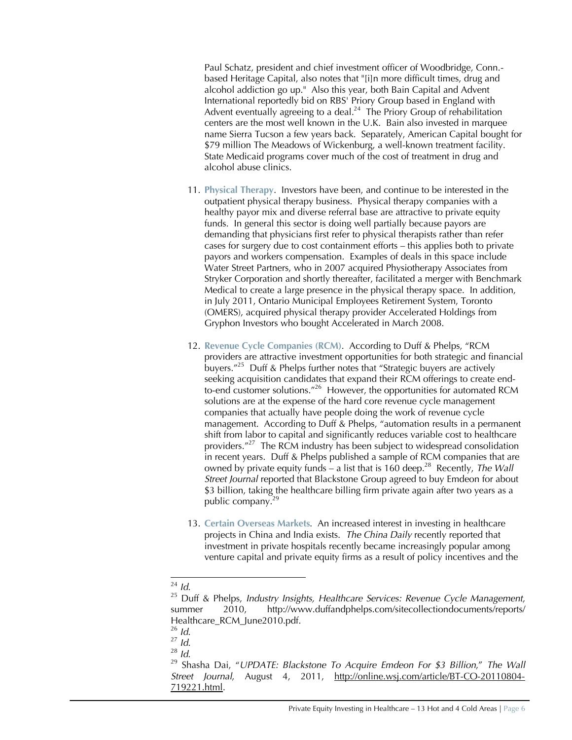Paul Schatz, president and chief investment officer of Woodbridge, Conn.-based Heritage Capital, also notes that "[i]n more difficult times, drug and alcohol addiction go up." Also this year, both Bain Capital and Advent International reportedly bid on RBS' Priory Group based in England with Advent eventually agreeing to a deal.[24] The Priory Group of rehabilitation centers are the most well known in the U.K. Bain also invested in marquee name Sierra Tucson a few years back. Separately, American Capital bought for $79 million The Meadows of Wickenburg, a well-known treatment facility. State Medicaid programs cover much of the cost of treatment in drug and alcohol abuse clinics.

11. **Physical Therapy**. Investors have been, and continue to be interested in the outpatient physical therapy business. Physical therapy companies with a healthy payor mix and diverse referral base are attractive to private equity funds. In general this sector is doing well partially because payors are demanding that physicians first refer to physical therapists rather than refer cases for surgery due to cost containment efforts – this applies both to private payors and workers compensation. Examples of deals in this space include Water Street Partners, who in 2007 acquired Physiotherapy Associates from Stryker Corporation and shortly thereafter, facilitated a merger with Benchmark Medical to create a large presence in the physical therapy space. In addition, in July 2011, Ontario Municipal Employees Retirement System, Toronto (OMERS), acquired physical therapy provider Accelerated Holdings from Gryphon Investors who bought Accelerated in March 2008.

12. **Revenue Cycle Companies (RCM)**. According to Duff & Phelps, "RCM providers are attractive investment opportunities for both strategic and financial buyers."[25] Duff & Phelps further notes that "Strategic buyers are actively seeking acquisition candidates that expand their RCM offerings to create end-to-end customer solutions."[26] However, the opportunities for automated RCM solutions are at the expense of the hard core revenue cycle management companies that actually have people doing the work of revenue cycle management. According to Duff & Phelps, "automation results in a permanent shift from labor to capital and significantly reduces variable cost to healthcare providers."[27] The RCM industry has been subject to widespread consolidation in recent years. Duff & Phelps published a sample of RCM companies that are owned by private equity funds – a list that is 160 deep.[28] Recently, *The Wall Street Journal* reported that Blackstone Group agreed to buy Emdeon for about $3 billion, taking the healthcare billing firm private again after two years as a public company.[29]

13. **Certain Overseas Markets**. An increased interest in investing in healthcare projects in China and India exists. *The China Daily* recently reported that investment in private hospitals recently became increasingly popular among venture capital and private equity firms as a result of policy incentives and the

---

[24] *Id.*

[25] Duff & Phelps, *Industry Insights, Healthcare Services: Revenue Cycle Management*, summer 2010, http://www.duffandphelps.com/sitecollectiondocuments/reports/Healthcare_RCM_June2010.pdf.

[26] *Id.*

[27] *Id.*

[28] *Id.*

[29] Shasha Dai, "*UPDATE: Blackstone To Acquire Emdeon For $3 Billion*," *The Wall Street Journal*, August 4, 2011, http://online.wsj.com/article/BT-CO-20110804-719221.html.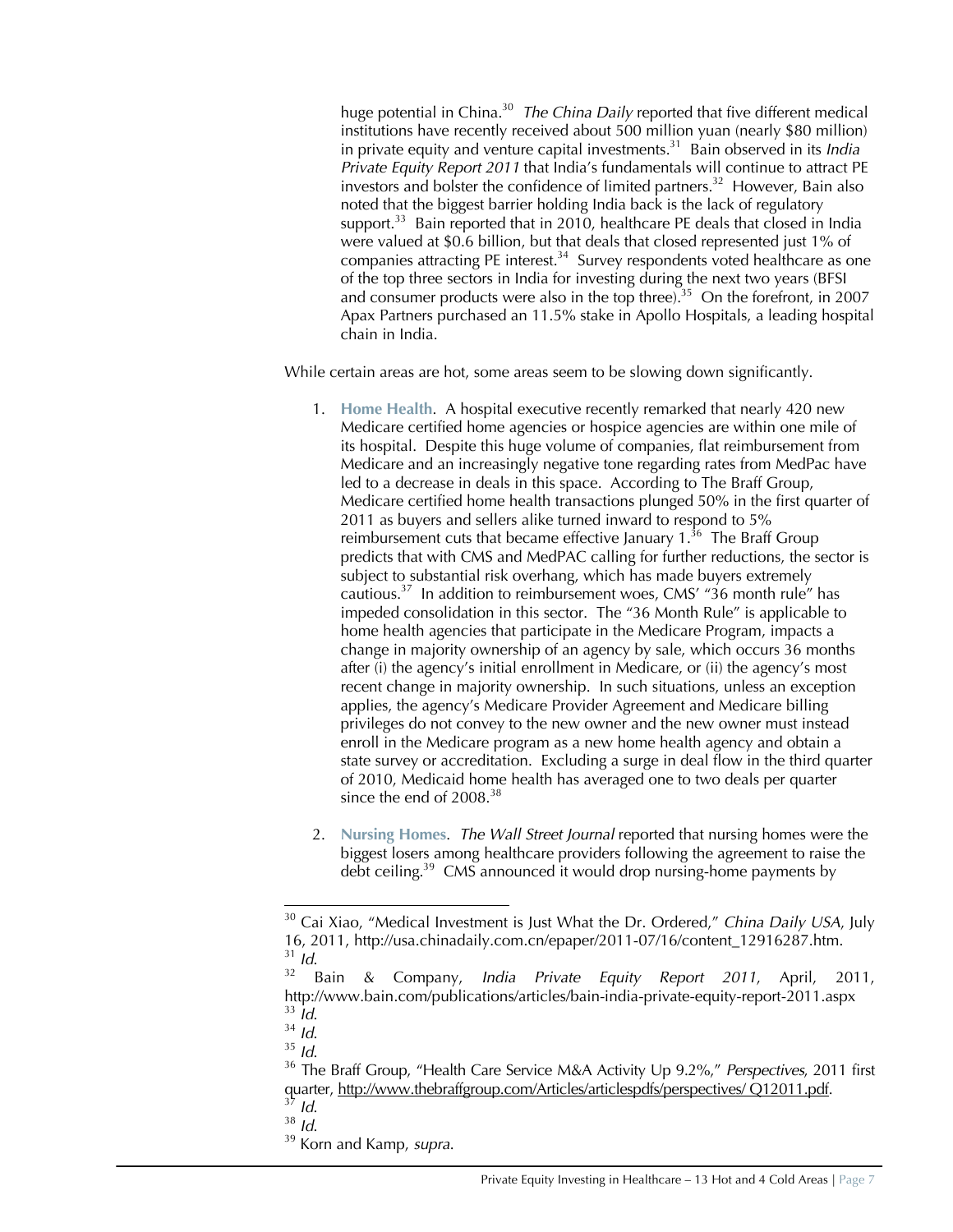huge potential in China.[30] *The China Daily* reported that five different medical institutions have recently received about 500 million yuan (nearly $80 million) in private equity and venture capital investments.[31] Bain observed in its *India Private Equity Report 2011* that India's fundamentals will continue to attract PE investors and bolster the confidence of limited partners.[32] However, Bain also noted that the biggest barrier holding India back is the lack of regulatory support.[33] Bain reported that in 2010, healthcare PE deals that closed in India were valued at $0.6 billion, but that deals that closed represented just 1% of companies attracting PE interest.[34] Survey respondents voted healthcare as one of the top three sectors in India for investing during the next two years (BFSI and consumer products were also in the top three).[35] On the forefront, in 2007 Apax Partners purchased an 11.5% stake in Apollo Hospitals, a leading hospital chain in India.

While certain areas are hot, some areas seem to be slowing down significantly.

1. **Home Health**. A hospital executive recently remarked that nearly 420 new Medicare certified home agencies or hospice agencies are within one mile of its hospital. Despite this huge volume of companies, flat reimbursement from Medicare and an increasingly negative tone regarding rates from MedPac have led to a decrease in deals in this space. According to The Braff Group, Medicare certified home health transactions plunged 50% in the first quarter of 2011 as buyers and sellers alike turned inward to respond to 5% reimbursement cuts that became effective January 1.[36] The Braff Group predicts that with CMS and MedPAC calling for further reductions, the sector is subject to substantial risk overhang, which has made buyers extremely cautious.[37] In addition to reimbursement woes, CMS' "36 month rule" has impeded consolidation in this sector. The "36 Month Rule" is applicable to home health agencies that participate in the Medicare Program, impacts a change in majority ownership of an agency by sale, which occurs 36 months after (i) the agency's initial enrollment in Medicare, or (ii) the agency's most recent change in majority ownership. In such situations, unless an exception applies, the agency's Medicare Provider Agreement and Medicare billing privileges do not convey to the new owner and the new owner must instead enroll in the Medicare program as a new home health agency and obtain a state survey or accreditation. Excluding a surge in deal flow in the third quarter of 2010, Medicaid home health has averaged one to two deals per quarter since the end of 2008.[38]

2. **Nursing Homes**. *The Wall Street Journal* reported that nursing homes were the biggest losers among healthcare providers following the agreement to raise the debt ceiling.[39] CMS announced it would drop nursing-home payments by

---

[30] Cai Xiao, "Medical Investment is Just What the Dr. Ordered," *China Daily USA*, July 16, 2011, http://usa.chinadaily.com.cn/epaper/2011-07/16/content_12916287.htm.
[31] *Id.*
[32] Bain & Company, *India Private Equity Report 2011*, April, 2011, http://www.bain.com/publications/articles/bain-india-private-equity-report-2011.aspx
[33] *Id.*
[34] *Id.*
[35] *Id.*
[36] The Braff Group, "Health Care Service M&A Activity Up 9.2%," *Perspectives*, 2011 first quarter, http://www.thebraffgroup.com/Articles/articlespdfs/perspectives/ Q12011.pdf.
[37] *Id.*
[38] *Id.*
[39] Korn and Kamp, *supra.*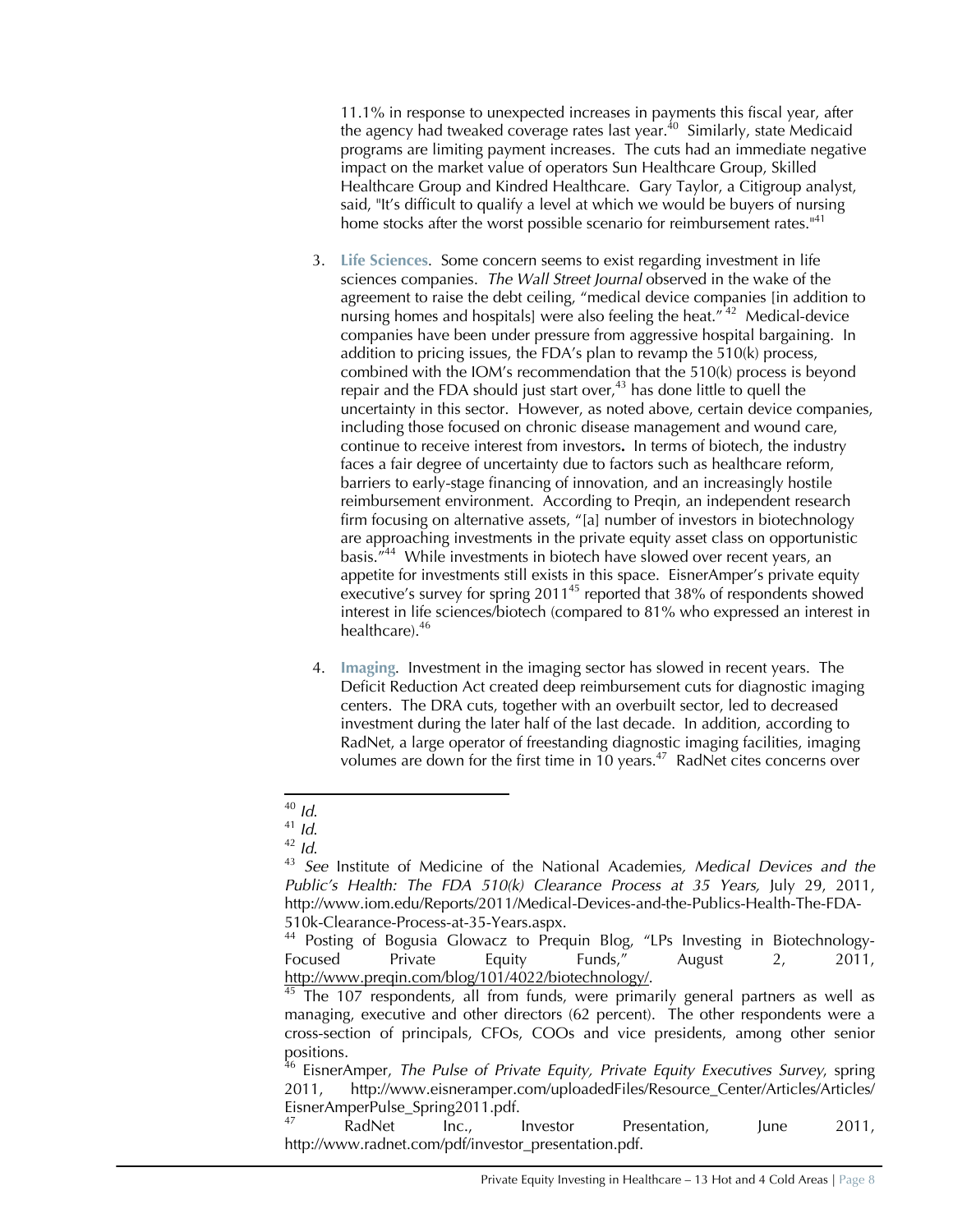11.1% in response to unexpected increases in payments this fiscal year, after the agency had tweaked coverage rates last year.[40] Similarly, state Medicaid programs are limiting payment increases. The cuts had an immediate negative impact on the market value of operators Sun Healthcare Group, Skilled Healthcare Group and Kindred Healthcare. Gary Taylor, a Citigroup analyst, said, "It's difficult to qualify a level at which we would be buyers of nursing home stocks after the worst possible scenario for reimbursement rates."[41]

3. **Life Sciences**. Some concern seems to exist regarding investment in life sciences companies. *The Wall Street Journal* observed in the wake of the agreement to raise the debt ceiling, "medical device companies [in addition to nursing homes and hospitals] were also feeling the heat."[42] Medical-device companies have been under pressure from aggressive hospital bargaining. In addition to pricing issues, the FDA's plan to revamp the 510(k) process, combined with the IOM's recommendation that the 510(k) process is beyond repair and the FDA should just start over,[43] has done little to quell the uncertainty in this sector. However, as noted above, certain device companies, including those focused on chronic disease management and wound care, continue to receive interest from investors**.** In terms of biotech, the industry faces a fair degree of uncertainty due to factors such as healthcare reform, barriers to early-stage financing of innovation, and an increasingly hostile reimbursement environment. According to Preqin, an independent research firm focusing on alternative assets, "[a] number of investors in biotechnology are approaching investments in the private equity asset class on opportunistic basis."[44] While investments in biotech have slowed over recent years, an appetite for investments still exists in this space. EisnerAmper's private equity executive's survey for spring 2011[45] reported that 38% of respondents showed interest in life sciences/biotech (compared to 81% who expressed an interest in healthcare).[46]

4. **Imaging**. Investment in the imaging sector has slowed in recent years. The Deficit Reduction Act created deep reimbursement cuts for diagnostic imaging centers. The DRA cuts, together with an overbuilt sector, led to decreased investment during the later half of the last decade. In addition, according to RadNet, a large operator of freestanding diagnostic imaging facilities, imaging volumes are down for the first time in 10 years.[47] RadNet cites concerns over

---

[40] *Id.*

[41] *Id.*

[42] *Id.*

[43] *See* Institute of Medicine of the National Academies, *Medical Devices and the Public's Health: The FDA 510(k) Clearance Process at 35 Years,* July 29, 2011, http://www.iom.edu/Reports/2011/Medical-Devices-and-the-Publics-Health-The-FDA-510k-Clearance-Process-at-35-Years.aspx.

[44] Posting of Bogusia Glowacz to Prequin Blog, "LPs Investing in Biotechnology-Focused Private Equity Funds," August 2, 2011, http://www.preqin.com/blog/101/4022/biotechnology/.

[45] The 107 respondents, all from funds, were primarily general partners as well as managing, executive and other directors (62 percent). The other respondents were a cross-section of principals, CFOs, COOs and vice presidents, among other senior positions.

[46] EisnerAmper, *The Pulse of Private Equity, Private Equity Executives Survey*, spring 2011, http://www.eisneramper.com/uploadedFiles/Resource_Center/Articles/Articles/EisnerAmperPulse_Spring2011.pdf.

[47] RadNet Inc., Investor Presentation, June 2011, http://www.radnet.com/pdf/investor_presentation.pdf.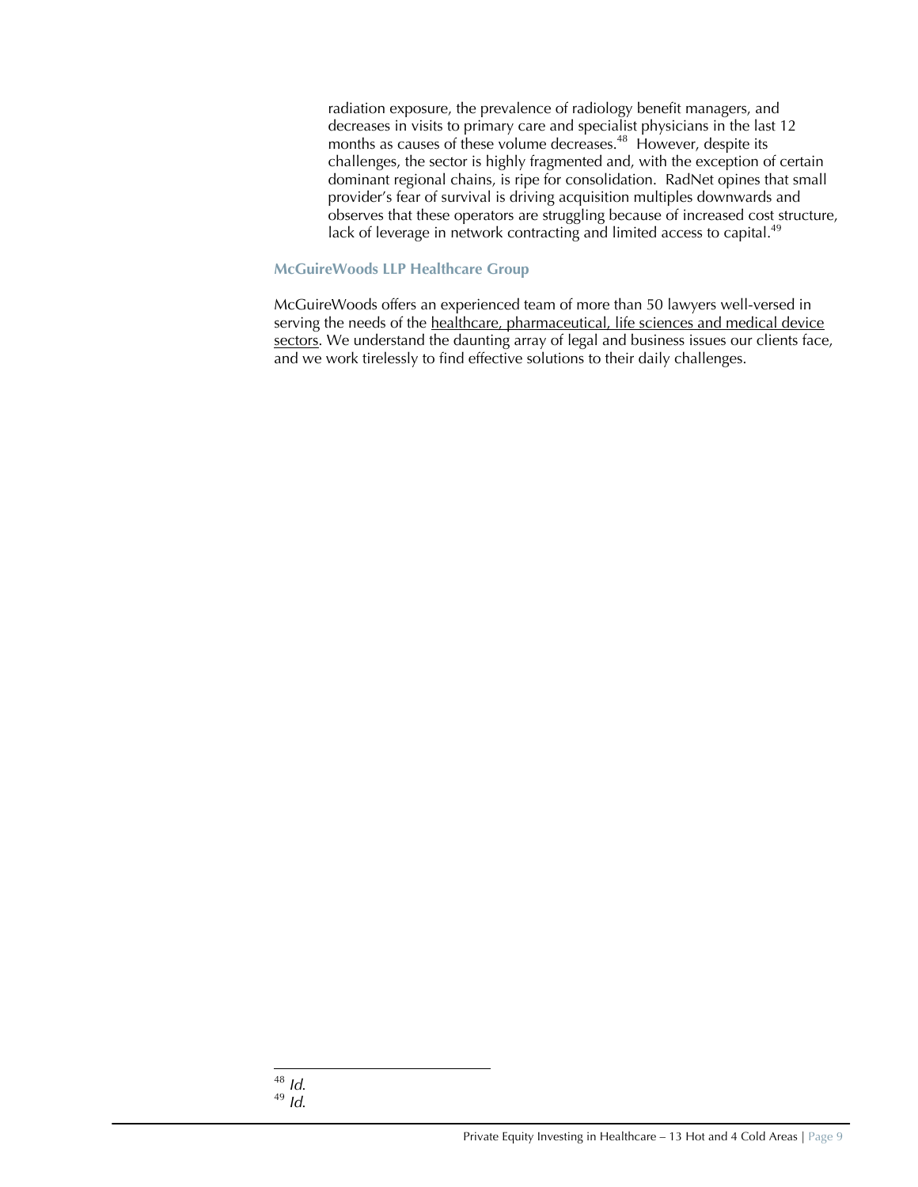radiation exposure, the prevalence of radiology benefit managers, and decreases in visits to primary care and specialist physicians in the last 12 months as causes of these volume decreases.[48] However, despite its challenges, the sector is highly fragmented and, with the exception of certain dominant regional chains, is ripe for consolidation. RadNet opines that small provider's fear of survival is driving acquisition multiples downwards and observes that these operators are struggling because of increased cost structure, lack of leverage in network contracting and limited access to capital.[49]

### McGuireWoods LLP Healthcare Group

McGuireWoods offers an experienced team of more than 50 lawyers well-versed in serving the needs of the healthcare, pharmaceutical, life sciences and medical device sectors. We understand the daunting array of legal and business issues our clients face, and we work tirelessly to find effective solutions to their daily challenges.

---

[48] *Id.*
[49] *Id.*